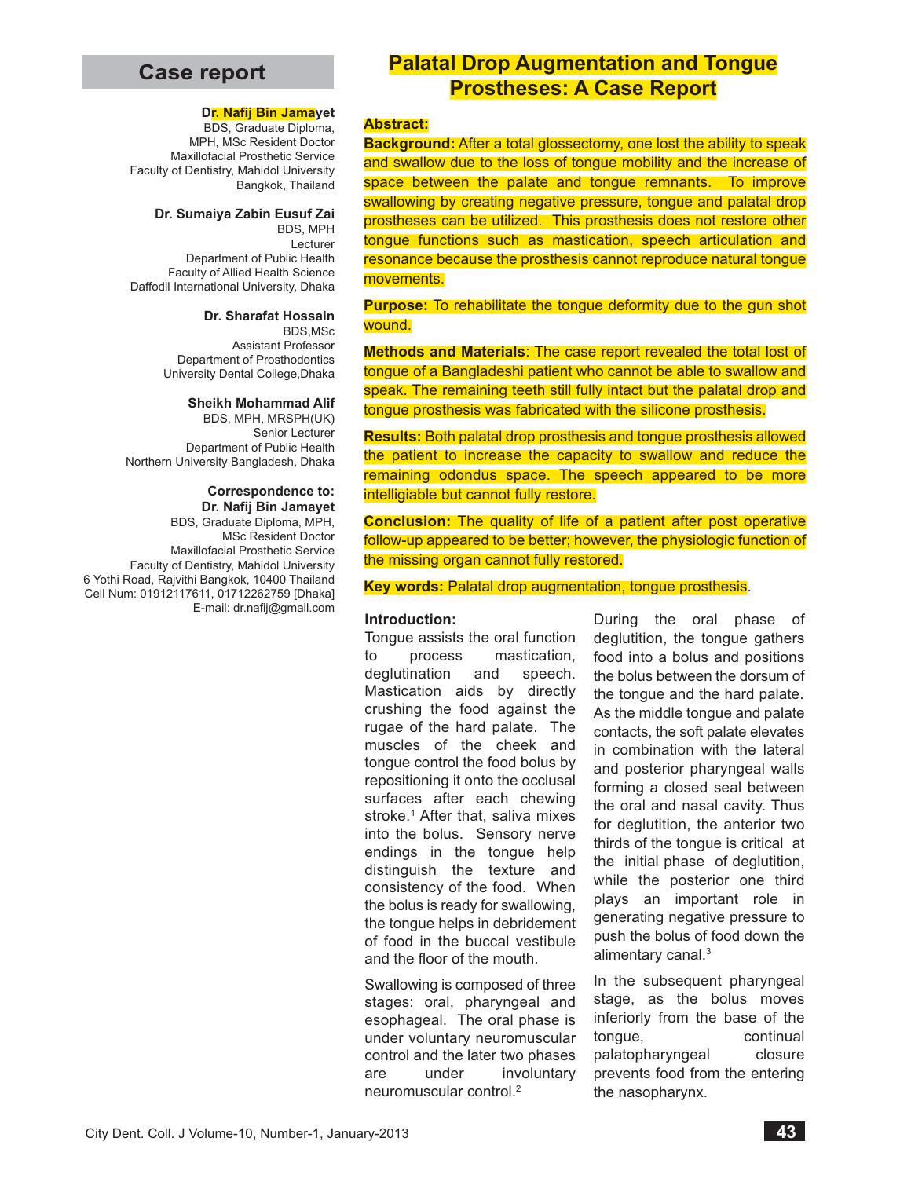# Palatal Drop Augmentation and Tongue Prostheses: A Case Report

Case report

**Dr. Nafij Bin Jamayet**
BDS, Graduate Diploma,
MPH, MSc Resident Doctor
Maxillofacial Prosthetic Service
Faculty of Dentistry, Mahidol University
Bangkok, Thailand

**Dr. Sumaiya Zabin Eusuf Zai**
BDS, MPH
Lecturer
Department of Public Health
Faculty of Allied Health Science
Daffodil International University, Dhaka

**Dr. Sharafat Hossain**
BDS,MSc
Assistant Professor
Department of Prosthodontics
University Dental College,Dhaka

**Sheikh Mohammad Alif**
BDS, MPH, MRSPH(UK)
Senior Lecturer
Department of Public Health
Northern University Bangladesh, Dhaka

**Correspondence to:**
**Dr. Nafij Bin Jamayet**
BDS, Graduate Diploma, MPH,
MSc Resident Doctor
Maxillofacial Prosthetic Service
Faculty of Dentistry, Mahidol University
6 Yothi Road, Rajvithi Bangkok, 10400 Thailand
Cell Num: 01912117611, 01712262759 [Dhaka]
E-mail: dr.nafij@gmail.com

**Abstract:**

**Background:** After a total glossectomy, one lost the ability to speak and swallow due to the loss of tongue mobility and the increase of space between the palate and tongue remnants. To improve swallowing by creating negative pressure, tongue and palatal drop prostheses can be utilized. This prosthesis does not restore other tongue functions such as mastication, speech articulation and resonance because the prosthesis cannot reproduce natural tongue movements.

**Purpose:** To rehabilitate the tongue deformity due to the gun shot wound.

**Methods and Materials**: The case report revealed the total lost of tongue of a Bangladeshi patient who cannot be able to swallow and speak. The remaining teeth still fully intact but the palatal drop and tongue prosthesis was fabricated with the silicone prosthesis.

**Results:** Both palatal drop prosthesis and tongue prosthesis allowed the patient to increase the capacity to swallow and reduce the remaining odondus space. The speech appeared to be more intelligiable but cannot fully restore.

**Conclusion:** The quality of life of a patient after post operative follow-up appeared to be better; however, the physiologic function of the missing organ cannot fully restored.

**Key words:** Palatal drop augmentation, tongue prosthesis.

## Introduction:

Tongue assists the oral function to process mastication, deglutination and speech. Mastication aids by directly crushing the food against the rugae of the hard palate. The muscles of the cheek and tongue control the food bolus by repositioning it onto the occlusal surfaces after each chewing stroke.[1] After that, saliva mixes into the bolus. Sensory nerve endings in the tongue help distinguish the texture and consistency of the food. When the bolus is ready for swallowing, the tongue helps in debridement of food in the buccal vestibule and the floor of the mouth.

Swallowing is composed of three stages: oral, pharyngeal and esophageal. The oral phase is under voluntary neuromuscular control and the later two phases are under involuntary neuromuscular control.[2]

During the oral phase of deglutition, the tongue gathers food into a bolus and positions the bolus between the dorsum of the tongue and the hard palate. As the middle tongue and palate contacts, the soft palate elevates in combination with the lateral and posterior pharyngeal walls forming a closed seal between the oral and nasal cavity. Thus for deglutition, the anterior two thirds of the tongue is critical at the initial phase of deglutition, while the posterior one third plays an important role in generating negative pressure to push the bolus of food down the alimentary canal.[3]

In the subsequent pharyngeal stage, as the bolus moves inferiorly from the base of the tongue, continual palatopharyngeal closure prevents food from the entering the nasopharynx.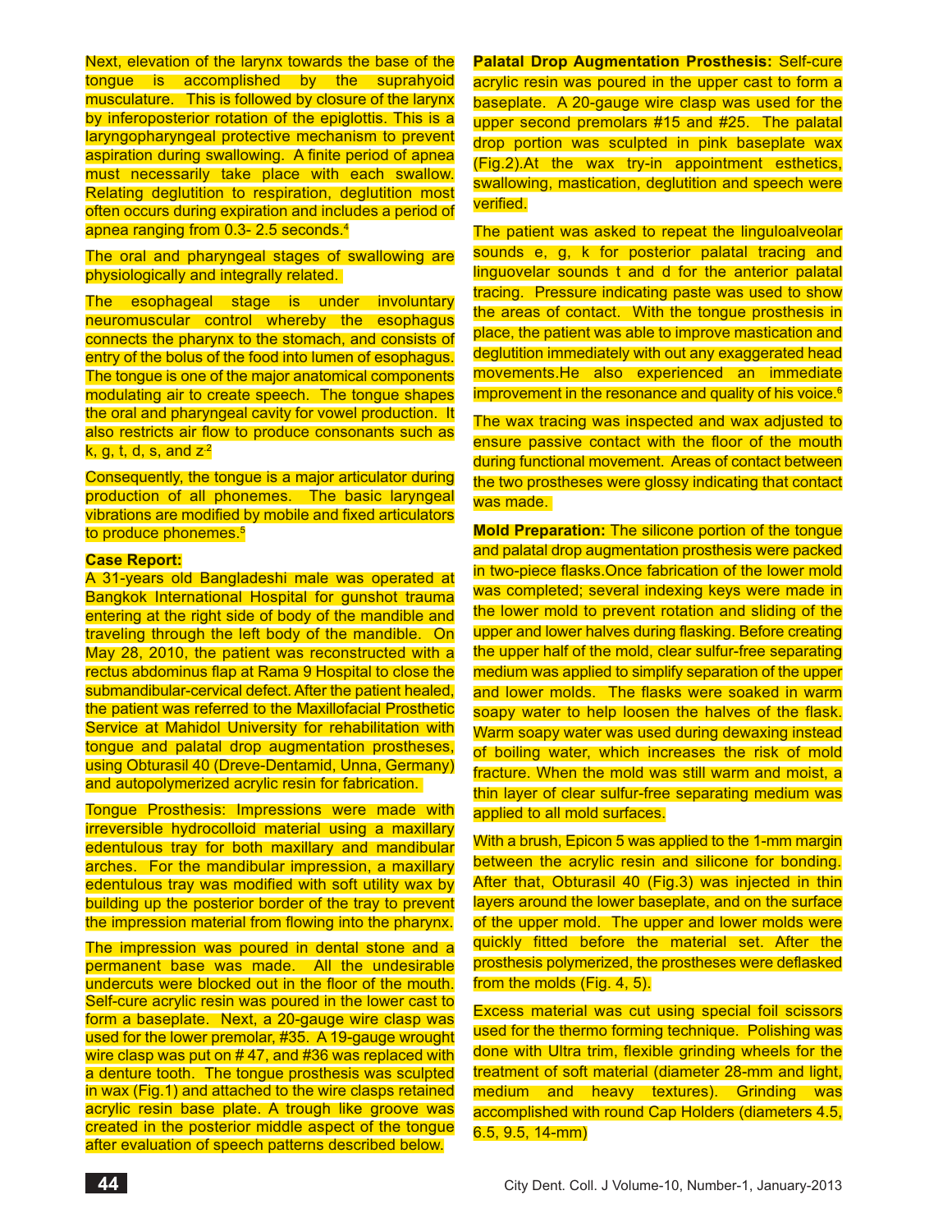Next, elevation of the larynx towards the base of the tongue is accomplished by the suprahyoid musculature. This is followed by closure of the larynx by inferoposterior rotation of the epiglottis. This is a laryngopharyngeal protective mechanism to prevent aspiration during swallowing. A finite period of apnea must necessarily take place with each swallow. Relating deglutition to respiration, deglutition most often occurs during expiration and includes a period of apnea ranging from 0.3- 2.5 seconds.[4]

The oral and pharyngeal stages of swallowing are physiologically and integrally related.

The esophageal stage is under involuntary neuromuscular control whereby the esophagus connects the pharynx to the stomach, and consists of entry of the bolus of the food into lumen of esophagus. The tongue is one of the major anatomical components modulating air to create speech. The tongue shapes the oral and pharyngeal cavity for vowel production. It also restricts air flow to produce consonants such as k, g, t, d, s, and z.[2]

Consequently, the tongue is a major articulator during production of all phonemes. The basic laryngeal vibrations are modified by mobile and fixed articulators to produce phonemes.[5]

**Case Report:**

A 31-years old Bangladeshi male was operated at Bangkok International Hospital for gunshot trauma entering at the right side of body of the mandible and traveling through the left body of the mandible. On May 28, 2010, the patient was reconstructed with a rectus abdominus flap at Rama 9 Hospital to close the submandibular-cervical defect. After the patient healed, the patient was referred to the Maxillofacial Prosthetic Service at Mahidol University for rehabilitation with tongue and palatal drop augmentation prostheses, using Obturasil 40 (Dreve-Dentamid, Unna, Germany) and autopolymerized acrylic resin for fabrication.

Tongue Prosthesis: Impressions were made with irreversible hydrocolloid material using a maxillary edentulous tray for both maxillary and mandibular arches. For the mandibular impression, a maxillary edentulous tray was modified with soft utility wax by building up the posterior border of the tray to prevent the impression material from flowing into the pharynx.

The impression was poured in dental stone and a permanent base was made. All the undesirable undercuts were blocked out in the floor of the mouth. Self-cure acrylic resin was poured in the lower cast to form a baseplate. Next, a 20-gauge wire clasp was used for the lower premolar, #35. A 19-gauge wrought wire clasp was put on # 47, and #36 was replaced with a denture tooth. The tongue prosthesis was sculpted in wax (Fig.1) and attached to the wire clasps retained acrylic resin base plate. A trough like groove was created in the posterior middle aspect of the tongue after evaluation of speech patterns described below.

**Palatal Drop Augmentation Prosthesis:** Self-cure acrylic resin was poured in the upper cast to form a baseplate. A 20-gauge wire clasp was used for the upper second premolars #15 and #25. The palatal drop portion was sculpted in pink baseplate wax (Fig.2).At the wax try-in appointment esthetics, swallowing, mastication, deglutition and speech were verified.

The patient was asked to repeat the linguoalveolar sounds e, g, k for posterior palatal tracing and linguovelar sounds t and d for the anterior palatal tracing. Pressure indicating paste was used to show the areas of contact. With the tongue prosthesis in place, the patient was able to improve mastication and deglutition immediately with out any exaggerated head movements.He also experienced an immediate improvement in the resonance and quality of his voice.[6]

The wax tracing was inspected and wax adjusted to ensure passive contact with the floor of the mouth during functional movement. Areas of contact between the two prostheses were glossy indicating that contact was made.

**Mold Preparation:** The silicone portion of the tongue and palatal drop augmentation prosthesis were packed in two-piece flasks.Once fabrication of the lower mold was completed; several indexing keys were made in the lower mold to prevent rotation and sliding of the upper and lower halves during flasking. Before creating the upper half of the mold, clear sulfur-free separating medium was applied to simplify separation of the upper and lower molds. The flasks were soaked in warm soapy water to help loosen the halves of the flask. Warm soapy water was used during dewaxing instead of boiling water, which increases the risk of mold fracture. When the mold was still warm and moist, a thin layer of clear sulfur-free separating medium was applied to all mold surfaces.

With a brush, Epicon 5 was applied to the 1-mm margin between the acrylic resin and silicone for bonding. After that, Obturasil 40 (Fig.3) was injected in thin layers around the lower baseplate, and on the surface of the upper mold. The upper and lower molds were quickly fitted before the material set. After the prosthesis polymerized, the prostheses were deflasked from the molds (Fig. 4, 5).

Excess material was cut using special foil scissors used for the thermo forming technique. Polishing was done with Ultra trim, flexible grinding wheels for the treatment of soft material (diameter 28-mm and light, medium and heavy textures). Grinding was accomplished with round Cap Holders (diameters 4.5, 6.5, 9.5, 14-mm)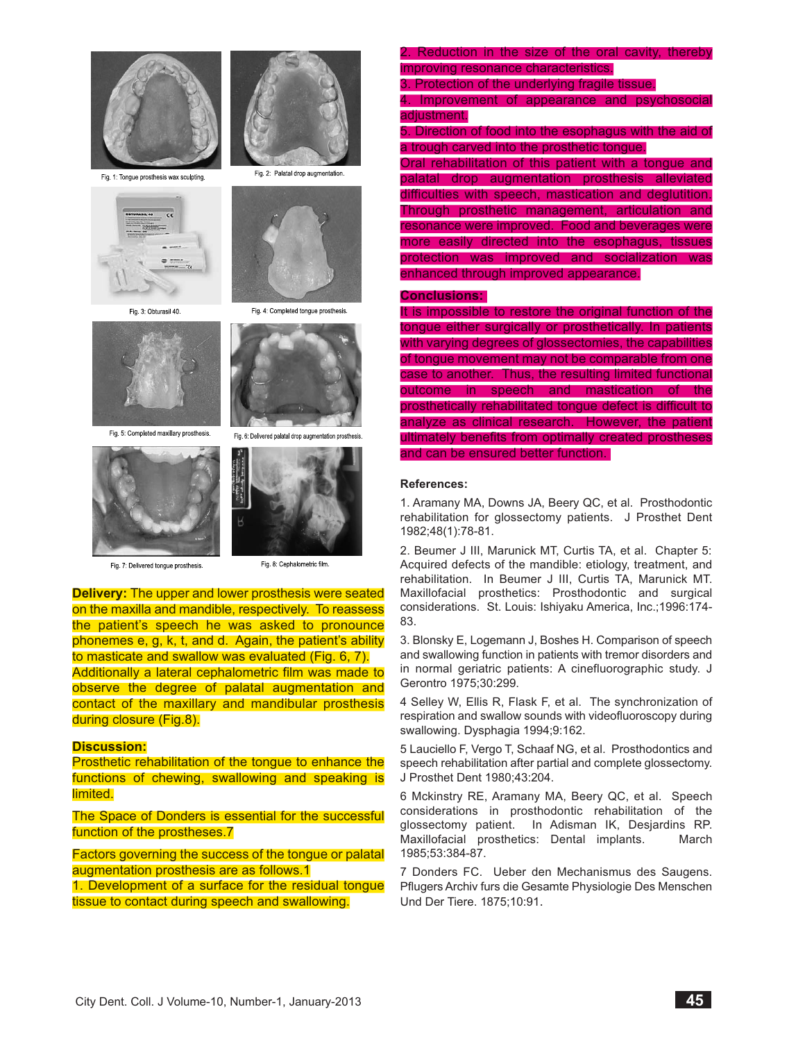Fig. 1: Tongue prosthesis wax sculpting.

Fig. 2: Palatal drop augmentation.

Fig. 3: Obturasil 40.

Fig. 4: Completed tongue prosthesis.

Fig. 5: Completed maxillary prosthesis.

Fig. 6: Delivered palatal drop augmentation prosthesis.

Fig. 7: Delivered tongue prosthesis.

Fig. 8: Cephalometric film.

**Delivery:** The upper and lower prosthesis were seated on the maxilla and mandible, respectively. To reassess the patient's speech he was asked to pronounce phonemes e, g, k, t, and d. Again, the patient's ability to masticate and swallow was evaluated (Fig. 6, 7). Additionally a lateral cephalometric film was made to observe the degree of palatal augmentation and contact of the maxillary and mandibular prosthesis during closure (Fig.8).

**Discussion:**

Prosthetic rehabilitation of the tongue to enhance the functions of chewing, swallowing and speaking is limited.

The Space of Donders is essential for the successful function of the prostheses.7

Factors governing the success of the tongue or palatal augmentation prosthesis are as follows.1

1. Development of a surface for the residual tongue tissue to contact during speech and swallowing.
2. Reduction in the size of the oral cavity, thereby improving resonance characteristics.
3. Protection of the underlying fragile tissue.
4. Improvement of appearance and psychosocial adjustment.
5. Direction of food into the esophagus with the aid of a trough carved into the prosthetic tongue.

Oral rehabilitation of this patient with a tongue and palatal drop augmentation prosthesis alleviated difficulties with speech, mastication and deglutition. Through prosthetic management, articulation and resonance were improved. Food and beverages were more easily directed into the esophagus, tissues protection was improved and socialization was enhanced through improved appearance.

**Conclusions:**

It is impossible to restore the original function of the tongue either surgically or prosthetically. In patients with varying degrees of glossectomies, the capabilities of tongue movement may not be comparable from one case to another. Thus, the resulting limited functional outcome in speech and mastication of the prosthetically rehabilitated tongue defect is difficult to analyze as clinical research. However, the patient ultimately benefits from optimally created prostheses and can be ensured better function.

**References:**

1. Aramany MA, Downs JA, Beery QC, et al. Prosthodontic rehabilitation for glossectomy patients. J Prosthet Dent 1982;48(1):78-81.

2. Beumer J III, Marunick MT, Curtis TA, et al. Chapter 5: Acquired defects of the mandible: etiology, treatment, and rehabilitation. In Beumer J III, Curtis TA, Marunick MT. Maxillofacial prosthetics: Prosthodontic and surgical considerations. St. Louis: Ishiyaku America, Inc.;1996:174-83.

3. Blonsky E, Logemann J, Boshes H. Comparison of speech and swallowing function in patients with tremor disorders and in normal geriatric patients: A cinefluorographic study. J Gerontro 1975;30:299.

4 Selley W, Ellis R, Flask F, et al. The synchronization of respiration and swallow sounds with videofluoroscopy during swallowing. Dysphagia 1994;9:162.

5 Lauciello F, Vergo T, Schaaf NG, et al. Prosthodontics and speech rehabilitation after partial and complete glossectomy. J Prosthet Dent 1980;43:204.

6 Mckinstry RE, Aramany MA, Beery QC, et al. Speech considerations in prosthodontic rehabilitation of the glossectomy patient. In Adisman IK, Desjardins RP. Maxillofacial prosthetics: Dental implants. March 1985;53:384-87.

7 Donders FC. Ueber den Mechanismus des Saugens. Pflugers Archiv furs die Gesamte Physiologie Des Menschen Und Der Tiere. 1875;10:91.